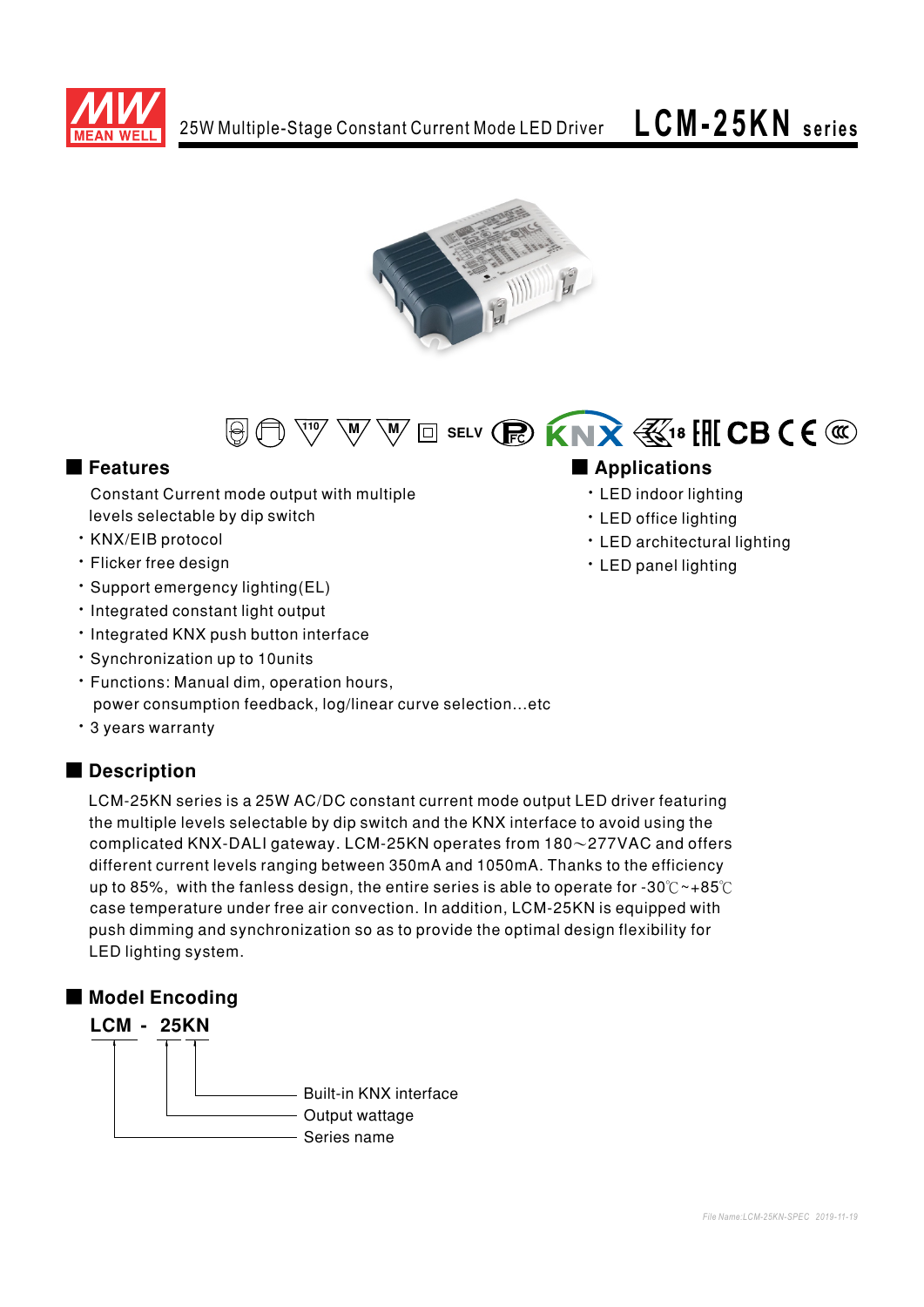# 25W Multiple-Stage Constant Current Mode LED Driver LCM-25KN series

## ■ Features

- Constant Current mode output with multiple levels selectable by dip switch
- KNX/EIB protocol
- Flicker free design
- Support emergency lighting(EL)
- Integrated constant light output
- Integrated KNX push button interface
- Synchronization up to 10units
- Functions: Manual dim, operation hours, power consumption feedback, log/linear curve selection...etc
- 3 years warranty

## ■ Applications

- LED indoor lighting
- LED office lighting
- LED architectural lighting
- LED panel lighting

## ■ Description

LCM-25KN series is a 25W AC/DC constant current mode output LED driver featuring the multiple levels selectable by dip switch and the KNX interface to avoid using the complicated KNX-DALI gateway. LCM-25KN operates from 180～277VAC and offers different current levels ranging between 350mA and 1050mA. Thanks to the efficiency up to 85%, with the fanless design, the entire series is able to operate for -30℃~+85℃ case temperature under free air convection. In addition, LCM-25KN is equipped with push dimming and synchronization so as to provide the optimal design flexibility for LED lighting system.

## ■ Model Encoding

**LCM - 25KN**

- KN: Built-in KNX interface
- 25: Output wattage
- LCM: Series name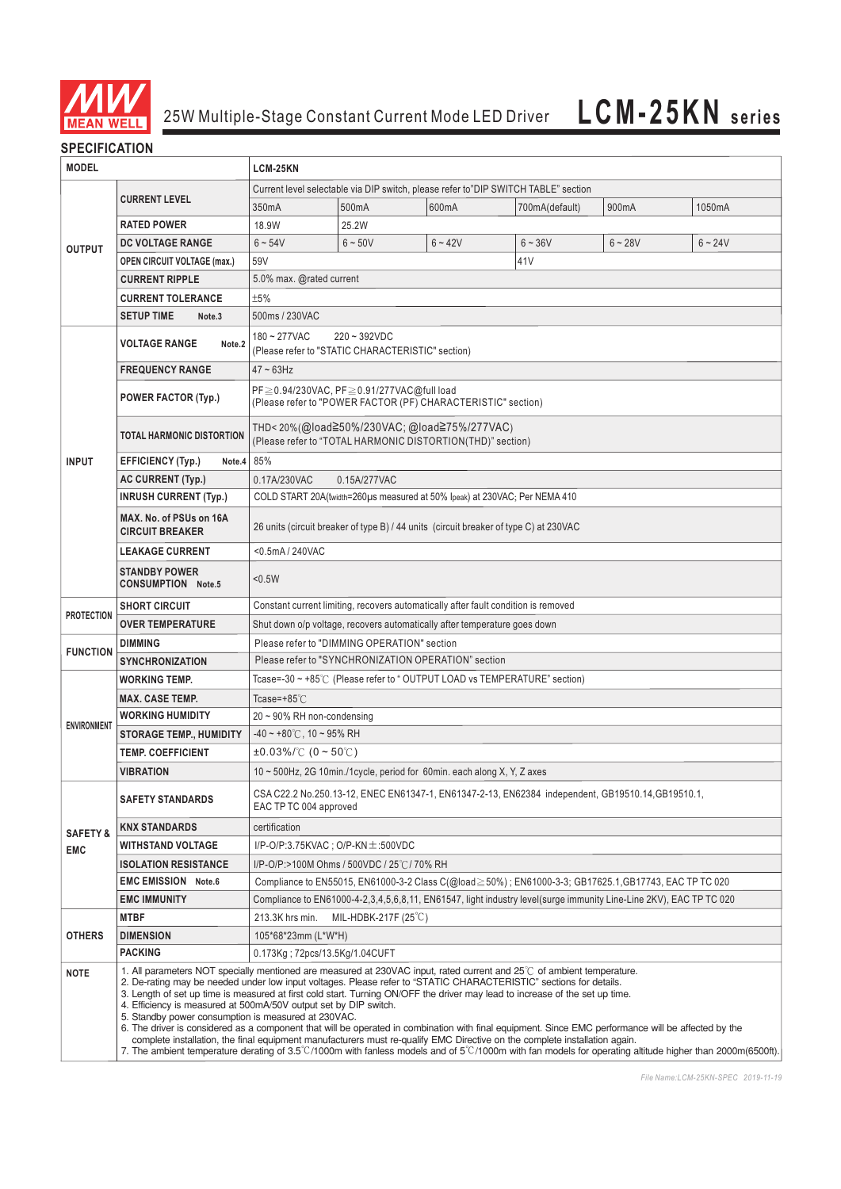# 25W Multiple-Stage Constant Current Mode LED Driver **LCM-25KN series**

## SPECIFICATION

| MODEL | | LCM-25KN | | | | | |
|---|---|---|---|---|---|---|---|
| OUTPUT | CURRENT LEVEL | Current level selectable via DIP switch, please refer to"DIP SWITCH TABLE" section | | | | | |
| | | 350mA | 500mA | 600mA | 700mA(default) | 900mA | 1050mA |
| | RATED POWER | 18.9W | 25.2W | | | | |
| | DC VOLTAGE RANGE | 6 ~ 54V | 6 ~ 50V | 6 ~ 42V | 6 ~ 36V | 6 ~ 28V | 6 ~ 24V |
| | OPEN CIRCUIT VOLTAGE (max.) | 59V | | | 41V | | |
| | CURRENT RIPPLE | 5.0% max. @rated current | | | | | |
| | CURRENT TOLERANCE | ±5% | | | | | |
| | SETUP TIME Note.3 | 500ms / 230VAC | | | | | |
| INPUT | VOLTAGE RANGE Note.2 | 180 ~ 277VAC 220 ~ 392VDC (Please refer to "STATIC CHARACTERISTIC" section) | | | | | |
| | FREQUENCY RANGE | 47 ~ 63Hz | | | | | |
| | POWER FACTOR (Typ.) | PF≧0.94/230VAC, PF≧0.91/277VAC@full load (Please refer to "POWER FACTOR (PF) CHARACTERISTIC" section) | | | | | |
| | TOTAL HARMONIC DISTORTION | THD< 20%(@load≧50%/230VAC; @load≧75%/277VAC) (Please refer to "TOTAL HARMONIC DISTORTION(THD)" section) | | | | | |
| | EFFICIENCY (Typ.) Note.4 | 85% | | | | | |
| | AC CURRENT (Typ.) | 0.17A/230VAC 0.15A/277VAC | | | | | |
| | INRUSH CURRENT (Typ.) | COLD START 20A(twidth=260μs measured at 50% Ipeak) at 230VAC; Per NEMA 410 | | | | | |
| | MAX. No. of PSUs on 16A CIRCUIT BREAKER | 26 units (circuit breaker of type B) / 44 units (circuit breaker of type C) at 230VAC | | | | | |
| | LEAKAGE CURRENT | <0.5mA / 240VAC | | | | | |
| | STANDBY POWER CONSUMPTION Note.5 | <0.5W | | | | | |
| PROTECTION | SHORT CIRCUIT | Constant current limiting, recovers automatically after fault condition is removed | | | | | |
| | OVER TEMPERATURE | Shut down o/p voltage, recovers automatically after temperature goes down | | | | | |
| FUNCTION | DIMMING | Please refer to "DIMMING OPERATION" section | | | | | |
| | SYNCHRONIZATION | Please refer to "SYNCHRONIZATION OPERATION" section | | | | | |
| ENVIRONMENT | WORKING TEMP. | Tcase=-30 ~ +85℃ (Please refer to " OUTPUT LOAD vs TEMPERATURE" section) | | | | | |
| | MAX. CASE TEMP. | Tcase=+85℃ | | | | | |
| | WORKING HUMIDITY | 20 ~ 90% RH non-condensing | | | | | |
| | STORAGE TEMP., HUMIDITY | -40 ~ +80℃, 10 ~ 95% RH | | | | | |
| | TEMP. COEFFICIENT | ±0.03%/℃ (0 ~ 50℃) | | | | | |
| | VIBRATION | 10 ~ 500Hz, 2G 10min./1cycle, period for 60min. each along X, Y, Z axes | | | | | |
| SAFETY & EMC | SAFETY STANDARDS | CSA C22.2 No.250.13-12, ENEC EN61347-1, EN61347-2-13, EN62384 independent, GB19510.14,GB19510.1, EAC TP TC 004 approved | | | | | |
| | KNX STANDARDS | certification | | | | | |
| | WITHSTAND VOLTAGE | I/P-O/P:3.75KVAC ; O/P-KN±:500VDC | | | | | |
| | ISOLATION RESISTANCE | I/P-O/P:>100M Ohms / 500VDC / 25℃/ 70% RH | | | | | |
| | EMC EMISSION Note.6 | Compliance to EN55015, EN61000-3-2 Class C(@load≧50%) ; EN61000-3-3; GB17625.1,GB17743, EAC TP TC 020 | | | | | |
| | EMC IMMUNITY | Compliance to EN61000-4-2,3,4,5,6,8,11, EN61547, light industry level(surge immunity Line-Line 2KV), EAC TP TC 020 | | | | | |
| OTHERS | MTBF | 213.3K hrs min. MIL-HDBK-217F (25℃) | | | | | |
| | DIMENSION | 105*68*23mm (L*W*H) | | | | | |
| | PACKING | 0.173Kg ; 72pcs/13.5Kg/1.04CUFT | | | | | |

**NOTE**

1. All parameters NOT specially mentioned are measured at 230VAC input, rated current and 25℃ of ambient temperature.
2. De-rating may be needed under low input voltages. Please refer to "STATIC CHARACTERISTIC" sections for details.
3. Length of set up time is measured at first cold start. Turning ON/OFF the driver may lead to increase of the set up time.
4. Efficiency is measured at 500mA/50V output set by DIP switch.
5. Standby power consumption is measured at 230VAC.
6. The driver is considered as a component that will be operated in combination with final equipment. Since EMC performance will be affected by the complete installation, the final equipment manufacturers must re-qualify EMC Directive on the complete installation again.
7. The ambient temperature derating of 3.5℃/1000m with fanless models and of 5℃/1000m with fan models for operating altitude higher than 2000m(6500ft).

File Name:LCM-25KN-SPEC 2019-11-19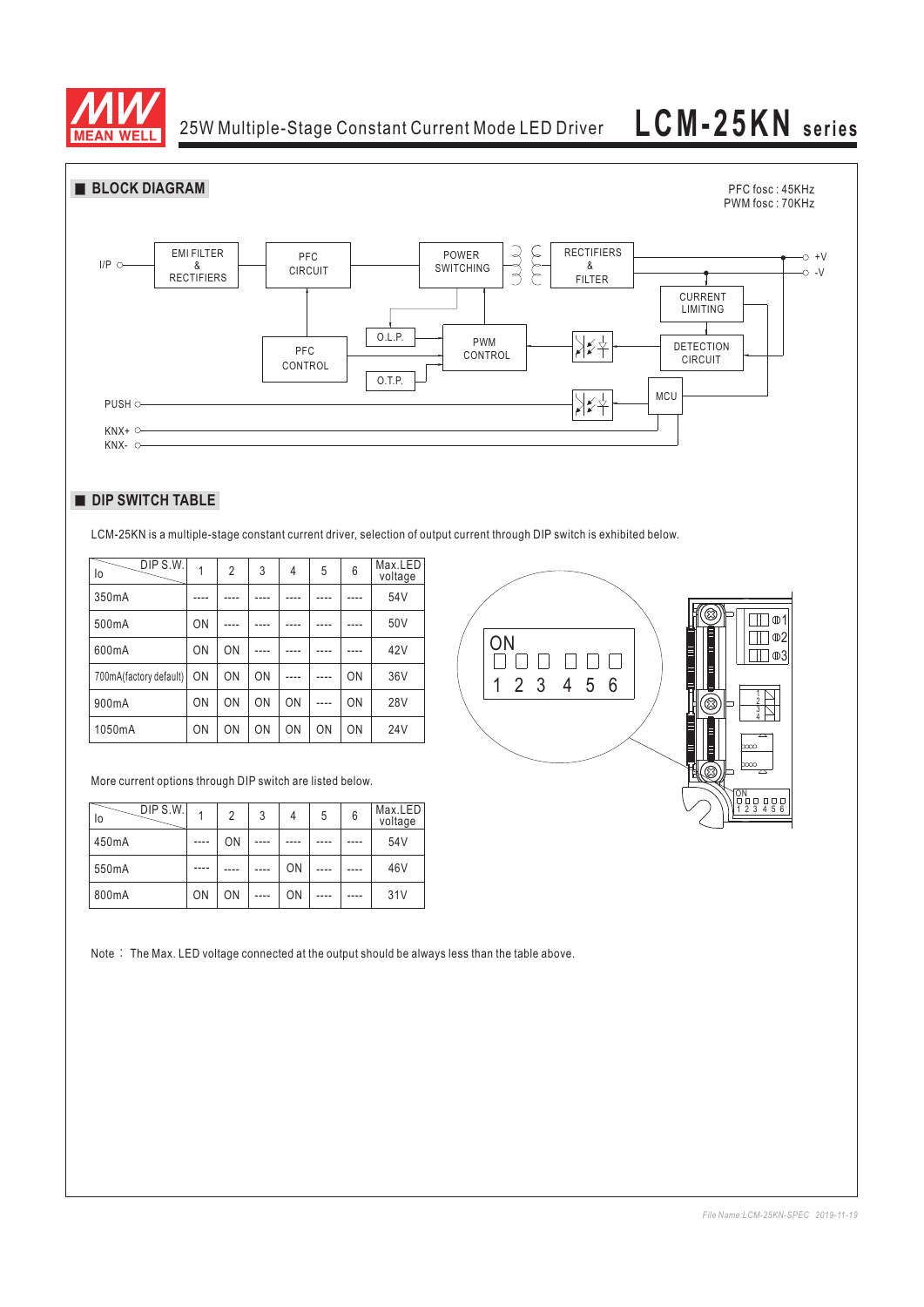## ■ BLOCK DIAGRAM

PFC fosc : 45KHz
PWM fosc : 70KHz

I/P → EMI FILTER & RECTIFIERS → PFC CIRCUIT → POWER SWITCHING → RECTIFIERS & FILTER → +V / -V

PFC CONTROL, O.L.P., O.T.P., PWM CONTROL, CURRENT LIMITING, DETECTION CIRCUIT, MCU

PUSH, KNX+, KNX-

## ■ DIP SWITCH TABLE

LCM-25KN is a multiple-stage constant current driver, selection of output current through DIP switch is exhibited below.

| Io \ DIP S.W. | 1 | 2 | 3 | 4 | 5 | 6 | Max.LED voltage |
|---|---|---|---|---|---|---|---|
| 350mA | ---- | ---- | ---- | ---- | ---- | ---- | 54V |
| 500mA | ON | ---- | ---- | ---- | ---- | ---- | 50V |
| 600mA | ON | ON | ---- | ---- | ---- | ---- | 42V |
| 700mA(factory default) | ON | ON | ON | ---- | ---- | ON | 36V |
| 900mA | ON | ON | ON | ON | ---- | ON | 28V |
| 1050mA | ON | ON | ON | ON | ON | ON | 24V |

More current options through DIP switch are listed below.

| Io \ DIP S.W. | 1 | 2 | 3 | 4 | 5 | 6 | Max.LED voltage |
|---|---|---|---|---|---|---|---|
| 450mA | ---- | ON | ---- | ---- | ---- | ---- | 54V |
| 550mA | ---- | ---- | ---- | ON | ---- | ---- | 46V |
| 800mA | ON | ON | ---- | ON | ---- | ---- | 31V |

Note : The Max. LED voltage connected at the output should be always less than the table above.

File Name:LCM-25KN-SPEC 2019-11-19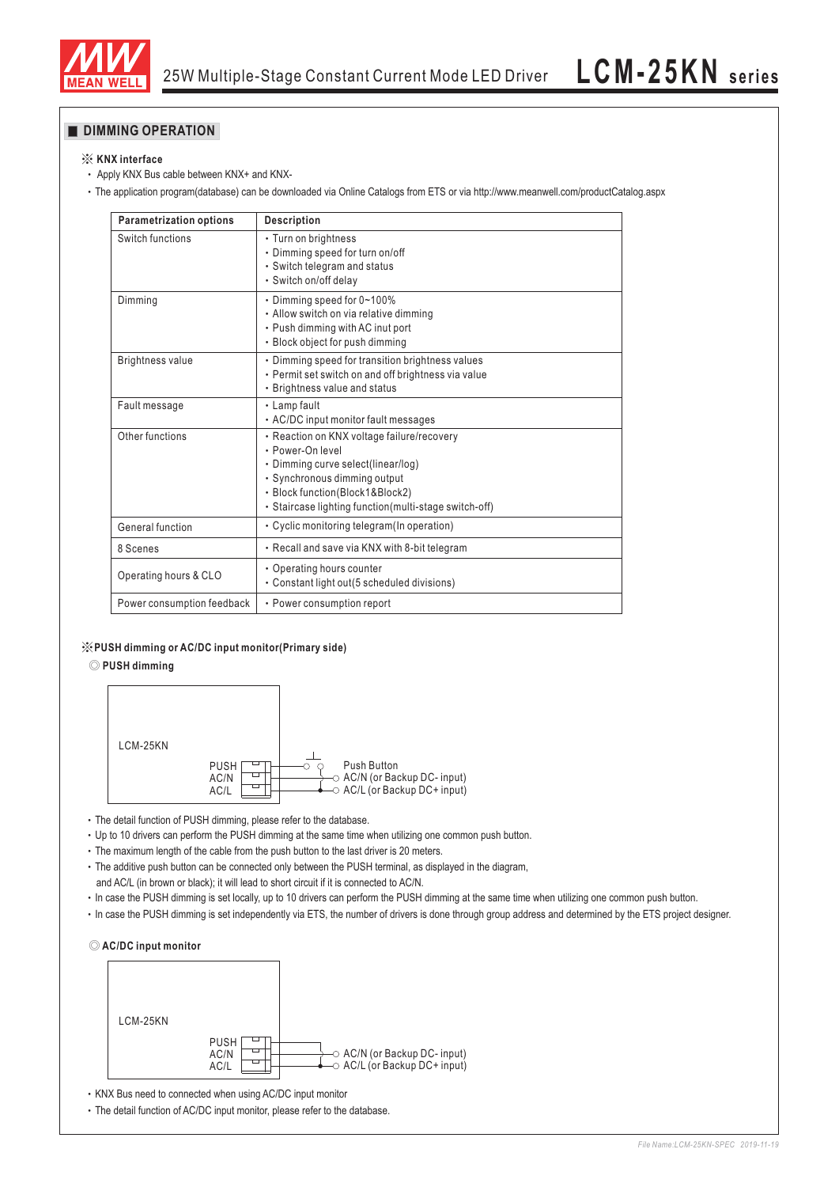## DIMMING OPERATION

※ **KNX interface**

- Apply KNX Bus cable between KNX+ and KNX-
- The application program(database) can be downloaded via Online Catalogs from ETS or via http://www.meanwell.com/productCatalog.aspx

| Parametrization options | Description |
|---|---|
| Switch functions | • Turn on brightness<br>• Dimming speed for turn on/off<br>• Switch telegram and status<br>• Switch on/off delay |
| Dimming | • Dimming speed for 0~100%<br>• Allow switch on via relative dimming<br>• Push dimming with AC inut port<br>• Block object for push dimming |
| Brightness value | • Dimming speed for transition brightness values<br>• Permit set switch on and off brightness via value<br>• Brightness value and status |
| Fault message | • Lamp fault<br>• AC/DC input monitor fault messages |
| Other functions | • Reaction on KNX voltage failure/recovery<br>• Power-On level<br>• Dimming curve select(linear/log)<br>• Synchronous dimming output<br>• Block function(Block1&Block2)<br>• Staircase lighting function(multi-stage switch-off) |
| General function | • Cyclic monitoring telegram(In operation) |
| 8 Scenes | • Recall and save via KNX with 8-bit telegram |
| Operating hours & CLO | • Operating hours counter<br>• Constant light out(5 scheduled divisions) |
| Power consumption feedback | • Power consumption report |

※ **PUSH dimming or AC/DC input monitor(Primary side)**

◎ **PUSH dimming**

LCM-25KN
PUSH
AC/N
AC/L

Push Button
AC/N (or Backup DC- input)
AC/L (or Backup DC+ input)

- The detail function of PUSH dimming, please refer to the database.
- Up to 10 drivers can perform the PUSH dimming at the same time when utilizing one common push button.
- The maximum length of the cable from the push button to the last driver is 20 meters.
- The additive push button can be connected only between the PUSH terminal, as displayed in the diagram, and AC/L (in brown or black); it will lead to short circuit if it is connected to AC/N.
- In case the PUSH dimming is set locally, up to 10 drivers can perform the PUSH dimming at the same time when utilizing one common push button.
- In case the PUSH dimming is set independently via ETS, the number of drivers is done through group address and determined by the ETS project designer.

◎ **AC/DC input monitor**

LCM-25KN
PUSH
AC/N
AC/L

AC/N (or Backup DC- input)
AC/L (or Backup DC+ input)

- KNX Bus need to connected when using AC/DC input monitor
- The detail function of AC/DC input monitor, please refer to the database.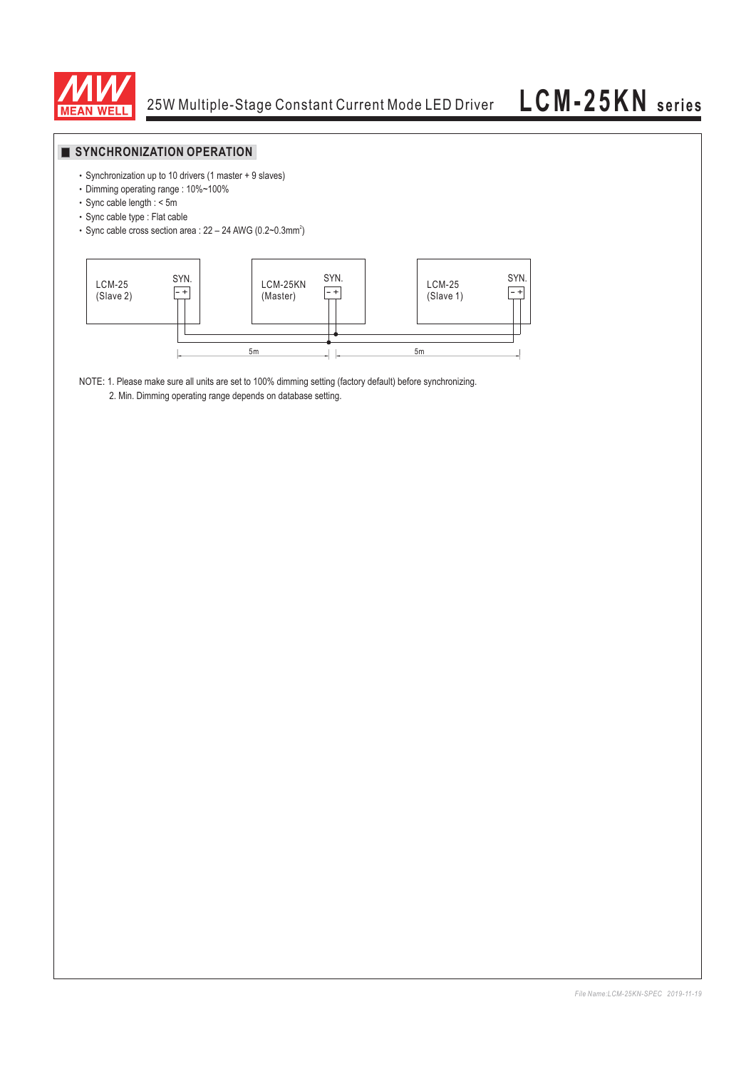## SYNCHRONIZATION OPERATION

- Synchronization up to 10 drivers (1 master + 9 slaves)
- Dimming operating range : 10%~100%
- Sync cable length : < 5m
- Sync cable type : Flat cable
- Sync cable cross section area : 22 – 24 AWG (0.2~0.3mm$^2$)

LCM-25 (Slave 2) SYN. - +

LCM-25KN (Master) SYN. - +

LCM-25 (Slave 1) SYN. - +

5m 5m

NOTE: 1. Please make sure all units are set to 100% dimming setting (factory default) before synchronizing.
2. Min. Dimming operating range depends on database setting.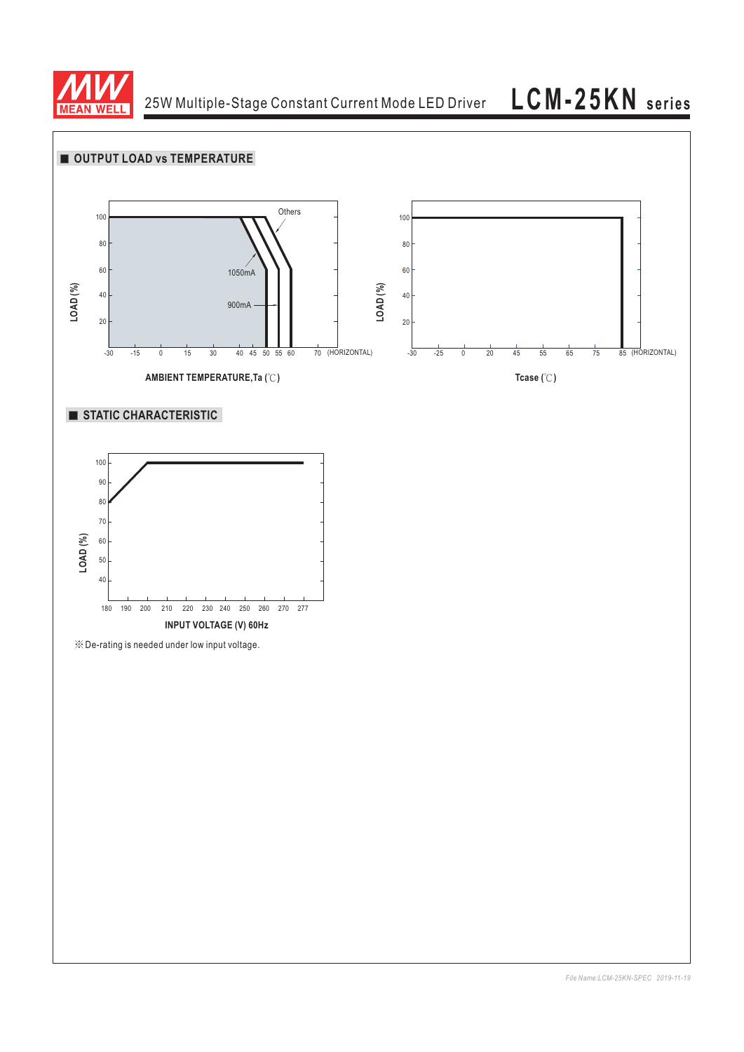## ■ OUTPUT LOAD vs TEMPERATURE

LOAD (%)

100
80
60
40
20

-30 -15 0 15 30 40 45 50 55 60 70 (HORIZONTAL)

Others
1050mA
900mA

AMBIENT TEMPERATURE,Ta (℃)

LOAD (%)

100
80
60
40
20

-30 -25 0 20 45 55 65 75 85 (HORIZONTAL)

Tcase (℃)

## ■ STATIC CHARACTERISTIC

LOAD (%)

100
90
80
70
60
50
40

180 190 200 210 220 230 240 250 260 270 277

INPUT VOLTAGE (V) 60Hz

※De-rating is needed under low input voltage.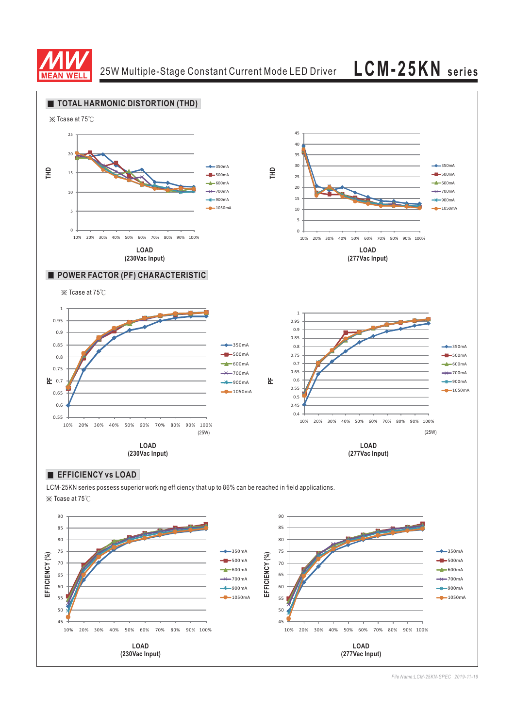## TOTAL HARMONIC DISTORTION (THD)

※ Tcase at 75℃

LOAD
(230Vac Input)

LOAD
(277Vac Input)

## POWER FACTOR (PF) CHARACTERISTIC

※ Tcase at 75℃

LOAD
(230Vac Input)

LOAD
(277Vac Input)

## EFFICIENCY vs LOAD

LCM-25KN series possess superior working efficiency that up to 86% can be reached in field applications.

※ Tcase at 75℃

LOAD
(230Vac Input)

LOAD
(277Vac Input)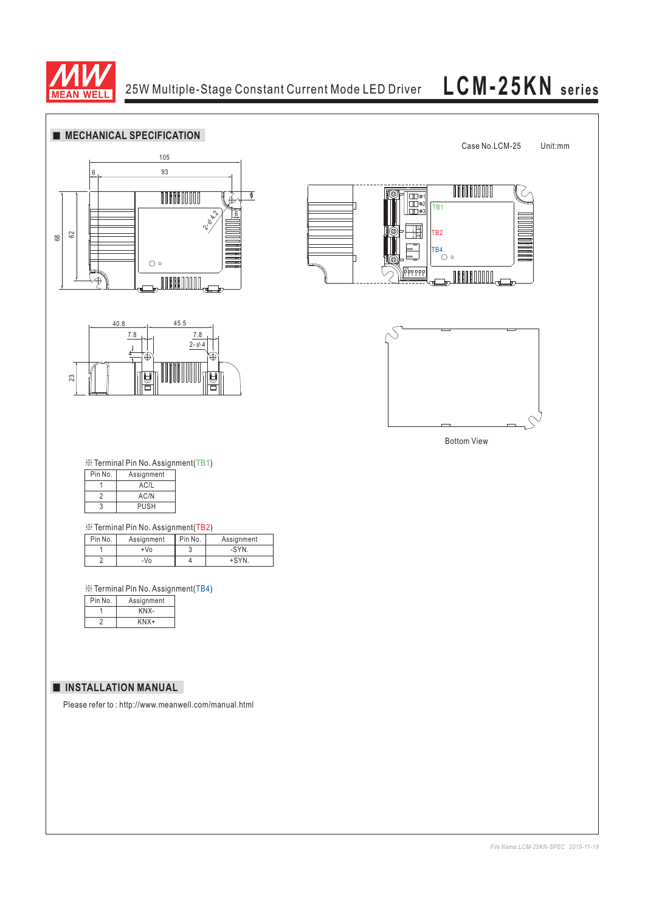## MECHANICAL SPECIFICATION

Case No.LCM-25 Unit:mm

105
93
6
68
62
2-ϕ4.2
6

40.8
45.5
7.8
7.8
2-ϕ4
4
23

TB1
TB2
TB4

Bottom View

※Terminal Pin No. Assignment(TB1)

| Pin No. | Assignment |
|---|---|
| 1 | AC/L |
| 2 | AC/N |
| 3 | PUSH |

※Terminal Pin No. Assignment(TB2)

| Pin No. | Assignment | Pin No. | Assignment |
|---|---|---|---|
| 1 | +Vo | 3 | -SYN. |
| 2 | -Vo | 4 | +SYN. |

※Terminal Pin No. Assignment(TB4)

| Pin No. | Assignment |
|---|---|
| 1 | KNX- |
| 2 | KNX+ |

## INSTALLATION MANUAL

Please refer to : http://www.meanwell.com/manual.html